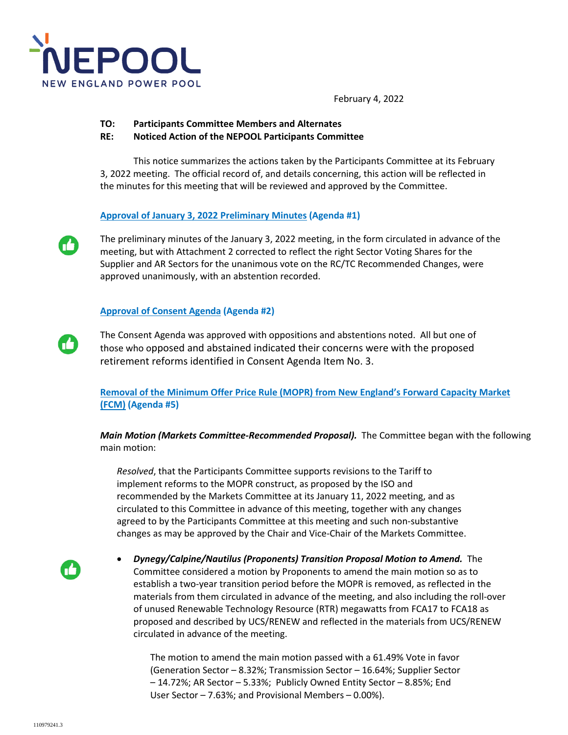NEPOOL
NEW ENGLAND POWER POOL

February 4, 2022

**TO: Participants Committee Members and Alternates**
**RE: Noticed Action of the NEPOOL Participants Committee**

This notice summarizes the actions taken by the Participants Committee at its February 3, 2022 meeting. The official record of, and details concerning, this action will be reflected in the minutes for this meeting that will be reviewed and approved by the Committee.

**Approval of January 3, 2022 Preliminary Minutes (Agenda #1)**

The preliminary minutes of the January 3, 2022 meeting, in the form circulated in advance of the meeting, but with Attachment 2 corrected to reflect the right Sector Voting Shares for the Supplier and AR Sectors for the unanimous vote on the RC/TC Recommended Changes, were approved unanimously, with an abstention recorded.

**Approval of Consent Agenda (Agenda #2)**

The Consent Agenda was approved with oppositions and abstentions noted. All but one of those who opposed and abstained indicated their concerns were with the proposed retirement reforms identified in Consent Agenda Item No. 3.

**Removal of the Minimum Offer Price Rule (MOPR) from New England's Forward Capacity Market (FCM) (Agenda #5)**

***Main Motion (Markets Committee-Recommended Proposal).*** The Committee began with the following main motion:

> *Resolved*, that the Participants Committee supports revisions to the Tariff to implement reforms to the MOPR construct, as proposed by the ISO and recommended by the Markets Committee at its January 11, 2022 meeting, and as circulated to this Committee in advance of this meeting, together with any changes agreed to by the Participants Committee at this meeting and such non-substantive changes as may be approved by the Chair and Vice-Chair of the Markets Committee.

- ***Dynegy/Calpine/Nautilus (Proponents) Transition Proposal Motion to Amend.*** The Committee considered a motion by Proponents to amend the main motion so as to establish a two-year transition period before the MOPR is removed, as reflected in the materials from them circulated in advance of the meeting, and also including the roll-over of unused Renewable Technology Resource (RTR) megawatts from FCA17 to FCA18 as proposed and described by UCS/RENEW and reflected in the materials from UCS/RENEW circulated in advance of the meeting.

  The motion to amend the main motion passed with a 61.49% Vote in favor (Generation Sector – 8.32%; Transmission Sector – 16.64%; Supplier Sector – 14.72%; AR Sector – 5.33%; Publicly Owned Entity Sector – 8.85%; End User Sector – 7.63%; and Provisional Members – 0.00%).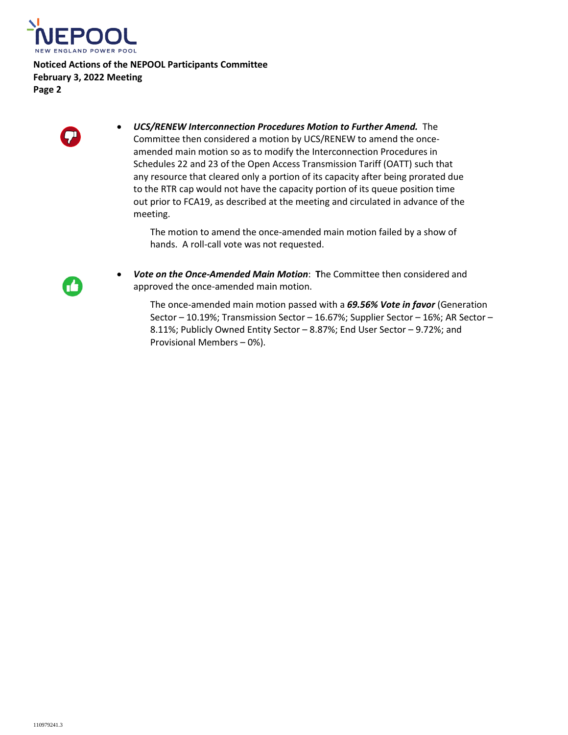- ***UCS/RENEW Interconnection Procedures Motion to Further Amend.*** The Committee then considered a motion by UCS/RENEW to amend the once-amended main motion so as to modify the Interconnection Procedures in Schedules 22 and 23 of the Open Access Transmission Tariff (OATT) such that any resource that cleared only a portion of its capacity after being prorated due to the RTR cap would not have the capacity portion of its queue position time out prior to FCA19, as described at the meeting and circulated in advance of the meeting.

  The motion to amend the once-amended main motion failed by a show of hands. A roll-call vote was not requested.

- ***Vote on the Once-Amended Main Motion***: **T**he Committee then considered and approved the once-amended main motion.

  The once-amended main motion passed with a ***69.56% Vote in favor*** (Generation Sector – 10.19%; Transmission Sector – 16.67%; Supplier Sector – 16%; AR Sector – 8.11%; Publicly Owned Entity Sector – 8.87%; End User Sector – 9.72%; and Provisional Members – 0%).

110979241.3